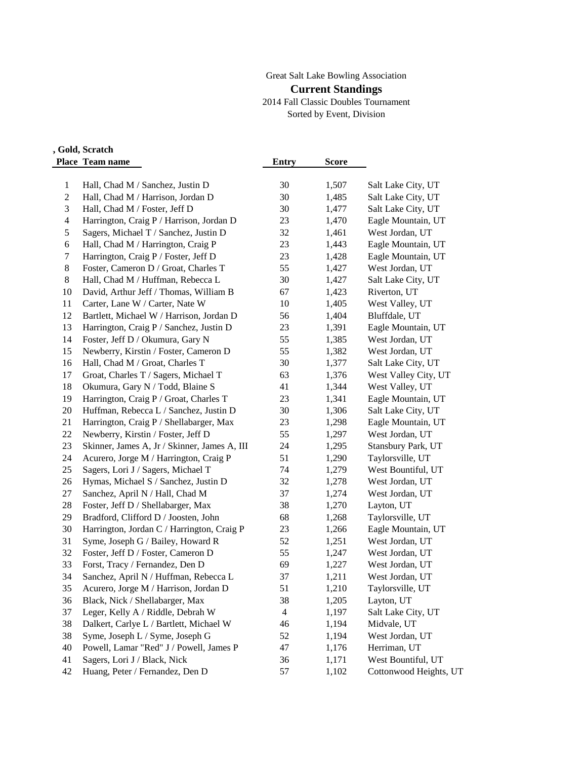Great Salt Lake Bowling Association

## Current Standings

2014 Fall Classic Doubles Tournament

Sorted by Event, Division

**, Gold, Scratch**

| Place | Team name | Entry | Score | |
|---|---|---|---|---|
| 1 | Hall, Chad M / Sanchez, Justin D | 30 | 1,507 | Salt Lake City, UT |
| 2 | Hall, Chad M / Harrison, Jordan D | 30 | 1,485 | Salt Lake City, UT |
| 3 | Hall, Chad M / Foster, Jeff D | 30 | 1,477 | Salt Lake City, UT |
| 4 | Harrington, Craig P / Harrison, Jordan D | 23 | 1,470 | Eagle Mountain, UT |
| 5 | Sagers, Michael T / Sanchez, Justin D | 32 | 1,461 | West Jordan, UT |
| 6 | Hall, Chad M / Harrington, Craig P | 23 | 1,443 | Eagle Mountain, UT |
| 7 | Harrington, Craig P / Foster, Jeff D | 23 | 1,428 | Eagle Mountain, UT |
| 8 | Foster, Cameron D / Groat, Charles T | 55 | 1,427 | West Jordan, UT |
| 8 | Hall, Chad M / Huffman, Rebecca L | 30 | 1,427 | Salt Lake City, UT |
| 10 | David, Arthur Jeff / Thomas, William B | 67 | 1,423 | Riverton, UT |
| 11 | Carter, Lane W / Carter, Nate W | 10 | 1,405 | West Valley, UT |
| 12 | Bartlett, Michael W / Harrison, Jordan D | 56 | 1,404 | Bluffdale, UT |
| 13 | Harrington, Craig P / Sanchez, Justin D | 23 | 1,391 | Eagle Mountain, UT |
| 14 | Foster, Jeff D / Okumura, Gary N | 55 | 1,385 | West Jordan, UT |
| 15 | Newberry, Kirstin / Foster, Cameron D | 55 | 1,382 | West Jordan, UT |
| 16 | Hall, Chad M / Groat, Charles T | 30 | 1,377 | Salt Lake City, UT |
| 17 | Groat, Charles T / Sagers, Michael T | 63 | 1,376 | West Valley City, UT |
| 18 | Okumura, Gary N / Todd, Blaine S | 41 | 1,344 | West Valley, UT |
| 19 | Harrington, Craig P / Groat, Charles T | 23 | 1,341 | Eagle Mountain, UT |
| 20 | Huffman, Rebecca L / Sanchez, Justin D | 30 | 1,306 | Salt Lake City, UT |
| 21 | Harrington, Craig P / Shellabarger, Max | 23 | 1,298 | Eagle Mountain, UT |
| 22 | Newberry, Kirstin / Foster, Jeff D | 55 | 1,297 | West Jordan, UT |
| 23 | Skinner, James A, Jr / Skinner, James A, III | 24 | 1,295 | Stansbury Park, UT |
| 24 | Acurero, Jorge M / Harrington, Craig P | 51 | 1,290 | Taylorsville, UT |
| 25 | Sagers, Lori J / Sagers, Michael T | 74 | 1,279 | West Bountiful, UT |
| 26 | Hymas, Michael S / Sanchez, Justin D | 32 | 1,278 | West Jordan, UT |
| 27 | Sanchez, April N / Hall, Chad M | 37 | 1,274 | West Jordan, UT |
| 28 | Foster, Jeff D / Shellabarger, Max | 38 | 1,270 | Layton, UT |
| 29 | Bradford, Clifford D / Joosten, John | 68 | 1,268 | Taylorsville, UT |
| 30 | Harrington, Jordan C / Harrington, Craig P | 23 | 1,266 | Eagle Mountain, UT |
| 31 | Syme, Joseph G / Bailey, Howard R | 52 | 1,251 | West Jordan, UT |
| 32 | Foster, Jeff D / Foster, Cameron D | 55 | 1,247 | West Jordan, UT |
| 33 | Forst, Tracy / Fernandez, Den D | 69 | 1,227 | West Jordan, UT |
| 34 | Sanchez, April N / Huffman, Rebecca L | 37 | 1,211 | West Jordan, UT |
| 35 | Acurero, Jorge M / Harrison, Jordan D | 51 | 1,210 | Taylorsville, UT |
| 36 | Black, Nick / Shellabarger, Max | 38 | 1,205 | Layton, UT |
| 37 | Leger, Kelly A / Riddle, Debrah W | 4 | 1,197 | Salt Lake City, UT |
| 38 | Dalkert, Carlye L / Bartlett, Michael W | 46 | 1,194 | Midvale, UT |
| 38 | Syme, Joseph L / Syme, Joseph G | 52 | 1,194 | West Jordan, UT |
| 40 | Powell, Lamar "Red" J / Powell, James P | 47 | 1,176 | Herriman, UT |
| 41 | Sagers, Lori J / Black, Nick | 36 | 1,171 | West Bountiful, UT |
| 42 | Huang, Peter / Fernandez, Den D | 57 | 1,102 | Cottonwood Heights, UT |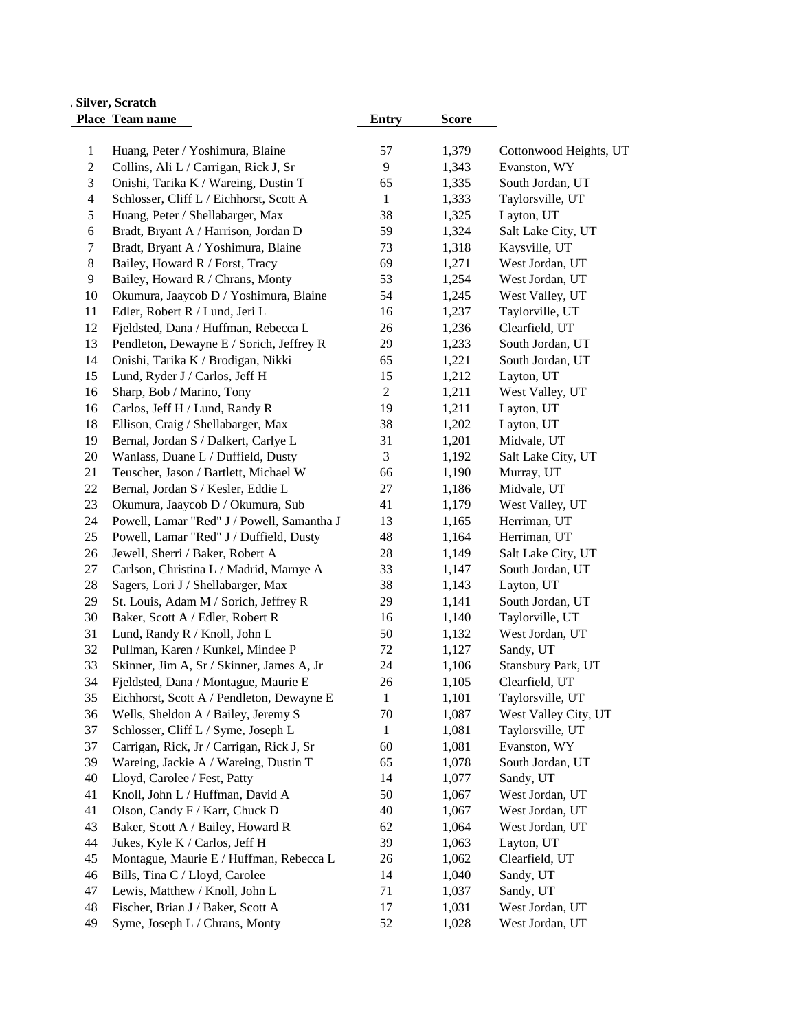**Silver, Scratch**

| Place | Team name | Entry | Score | |
|---|---|---|---|---|
| 1 | Huang, Peter / Yoshimura, Blaine | 57 | 1,379 | Cottonwood Heights, UT |
| 2 | Collins, Ali L / Carrigan, Rick J, Sr | 9 | 1,343 | Evanston, WY |
| 3 | Onishi, Tarika K / Wareing, Dustin T | 65 | 1,335 | South Jordan, UT |
| 4 | Schlosser, Cliff L / Eichhorst, Scott A | 1 | 1,333 | Taylorsville, UT |
| 5 | Huang, Peter / Shellabarger, Max | 38 | 1,325 | Layton, UT |
| 6 | Bradt, Bryant A / Harrison, Jordan D | 59 | 1,324 | Salt Lake City, UT |
| 7 | Bradt, Bryant A / Yoshimura, Blaine | 73 | 1,318 | Kaysville, UT |
| 8 | Bailey, Howard R / Forst, Tracy | 69 | 1,271 | West Jordan, UT |
| 9 | Bailey, Howard R / Chrans, Monty | 53 | 1,254 | West Jordan, UT |
| 10 | Okumura, Jaaycob D / Yoshimura, Blaine | 54 | 1,245 | West Valley, UT |
| 11 | Edler, Robert R / Lund, Jeri L | 16 | 1,237 | Taylorville, UT |
| 12 | Fjeldsted, Dana / Huffman, Rebecca L | 26 | 1,236 | Clearfield, UT |
| 13 | Pendleton, Dewayne E / Sorich, Jeffrey R | 29 | 1,233 | South Jordan, UT |
| 14 | Onishi, Tarika K / Brodigan, Nikki | 65 | 1,221 | South Jordan, UT |
| 15 | Lund, Ryder J / Carlos, Jeff H | 15 | 1,212 | Layton, UT |
| 16 | Sharp, Bob / Marino, Tony | 2 | 1,211 | West Valley, UT |
| 16 | Carlos, Jeff H / Lund, Randy R | 19 | 1,211 | Layton, UT |
| 18 | Ellison, Craig / Shellabarger, Max | 38 | 1,202 | Layton, UT |
| 19 | Bernal, Jordan S / Dalkert, Carlye L | 31 | 1,201 | Midvale, UT |
| 20 | Wanlass, Duane L / Duffield, Dusty | 3 | 1,192 | Salt Lake City, UT |
| 21 | Teuscher, Jason / Bartlett, Michael W | 66 | 1,190 | Murray, UT |
| 22 | Bernal, Jordan S / Kesler, Eddie L | 27 | 1,186 | Midvale, UT |
| 23 | Okumura, Jaaycob D / Okumura, Sub | 41 | 1,179 | West Valley, UT |
| 24 | Powell, Lamar "Red" J / Powell, Samantha J | 13 | 1,165 | Herriman, UT |
| 25 | Powell, Lamar "Red" J / Duffield, Dusty | 48 | 1,164 | Herriman, UT |
| 26 | Jewell, Sherri / Baker, Robert A | 28 | 1,149 | Salt Lake City, UT |
| 27 | Carlson, Christina L / Madrid, Marnye A | 33 | 1,147 | South Jordan, UT |
| 28 | Sagers, Lori J / Shellabarger, Max | 38 | 1,143 | Layton, UT |
| 29 | St. Louis, Adam M / Sorich, Jeffrey R | 29 | 1,141 | South Jordan, UT |
| 30 | Baker, Scott A / Edler, Robert R | 16 | 1,140 | Taylorville, UT |
| 31 | Lund, Randy R / Knoll, John L | 50 | 1,132 | West Jordan, UT |
| 32 | Pullman, Karen / Kunkel, Mindee P | 72 | 1,127 | Sandy, UT |
| 33 | Skinner, Jim A, Sr / Skinner, James A, Jr | 24 | 1,106 | Stansbury Park, UT |
| 34 | Fjeldsted, Dana / Montague, Maurie E | 26 | 1,105 | Clearfield, UT |
| 35 | Eichhorst, Scott A / Pendleton, Dewayne E | 1 | 1,101 | Taylorsville, UT |
| 36 | Wells, Sheldon A / Bailey, Jeremy S | 70 | 1,087 | West Valley City, UT |
| 37 | Schlosser, Cliff L / Syme, Joseph L | 1 | 1,081 | Taylorsville, UT |
| 37 | Carrigan, Rick, Jr / Carrigan, Rick J, Sr | 60 | 1,081 | Evanston, WY |
| 39 | Wareing, Jackie A / Wareing, Dustin T | 65 | 1,078 | South Jordan, UT |
| 40 | Lloyd, Carolee / Fest, Patty | 14 | 1,077 | Sandy, UT |
| 41 | Knoll, John L / Huffman, David A | 50 | 1,067 | West Jordan, UT |
| 41 | Olson, Candy F / Karr, Chuck D | 40 | 1,067 | West Jordan, UT |
| 43 | Baker, Scott A / Bailey, Howard R | 62 | 1,064 | West Jordan, UT |
| 44 | Jukes, Kyle K / Carlos, Jeff H | 39 | 1,063 | Layton, UT |
| 45 | Montague, Maurie E / Huffman, Rebecca L | 26 | 1,062 | Clearfield, UT |
| 46 | Bills, Tina C / Lloyd, Carolee | 14 | 1,040 | Sandy, UT |
| 47 | Lewis, Matthew / Knoll, John L | 71 | 1,037 | Sandy, UT |
| 48 | Fischer, Brian J / Baker, Scott A | 17 | 1,031 | West Jordan, UT |
| 49 | Syme, Joseph L / Chrans, Monty | 52 | 1,028 | West Jordan, UT |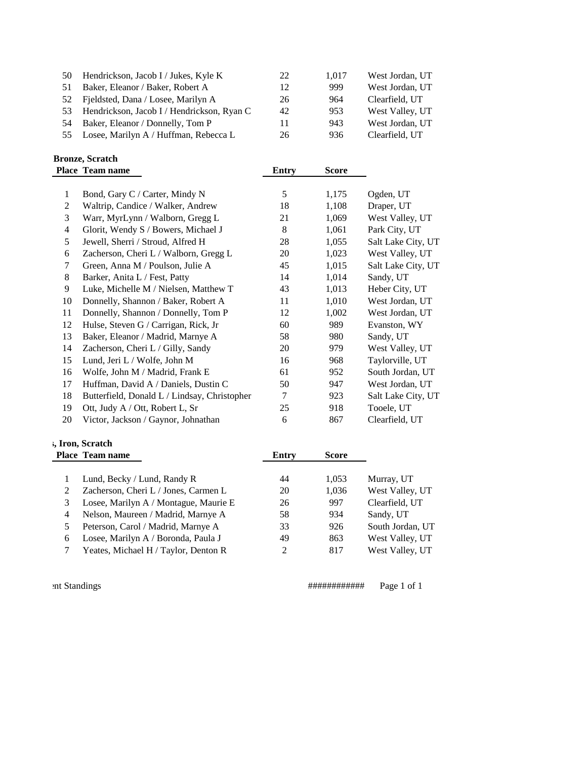| | | | | |
|---|---|---|---|---|
| 50 | Hendrickson, Jacob I / Jukes, Kyle K | 22 | 1,017 | West Jordan, UT |
| 51 | Baker, Eleanor / Baker, Robert A | 12 | 999 | West Jordan, UT |
| 52 | Fjeldsted, Dana / Losee, Marilyn A | 26 | 964 | Clearfield, UT |
| 53 | Hendrickson, Jacob I / Hendrickson, Ryan C | 42 | 953 | West Valley, UT |
| 54 | Baker, Eleanor / Donnelly, Tom P | 11 | 943 | West Jordan, UT |
| 55 | Losee, Marilyn A / Huffman, Rebecca L | 26 | 936 | Clearfield, UT |

**Bronze, Scratch**

| Place | Team name | Entry | Score | |
|---|---|---|---|---|
| 1 | Bond, Gary C / Carter, Mindy N | 5 | 1,175 | Ogden, UT |
| 2 | Waltrip, Candice / Walker, Andrew | 18 | 1,108 | Draper, UT |
| 3 | Warr, MyrLynn / Walborn, Gregg L | 21 | 1,069 | West Valley, UT |
| 4 | Glorit, Wendy S / Bowers, Michael J | 8 | 1,061 | Park City, UT |
| 5 | Jewell, Sherri / Stroud, Alfred H | 28 | 1,055 | Salt Lake City, UT |
| 6 | Zacherson, Cheri L / Walborn, Gregg L | 20 | 1,023 | West Valley, UT |
| 7 | Green, Anna M / Poulson, Julie A | 45 | 1,015 | Salt Lake City, UT |
| 8 | Barker, Anita L / Fest, Patty | 14 | 1,014 | Sandy, UT |
| 9 | Luke, Michelle M / Nielsen, Matthew T | 43 | 1,013 | Heber City, UT |
| 10 | Donnelly, Shannon / Baker, Robert A | 11 | 1,010 | West Jordan, UT |
| 11 | Donnelly, Shannon / Donnelly, Tom P | 12 | 1,002 | West Jordan, UT |
| 12 | Hulse, Steven G / Carrigan, Rick, Jr | 60 | 989 | Evanston, WY |
| 13 | Baker, Eleanor / Madrid, Marnye A | 58 | 980 | Sandy, UT |
| 14 | Zacherson, Cheri L / Gilly, Sandy | 20 | 979 | West Valley, UT |
| 15 | Lund, Jeri L / Wolfe, John M | 16 | 968 | Taylorville, UT |
| 16 | Wolfe, John M / Madrid, Frank E | 61 | 952 | South Jordan, UT |
| 17 | Huffman, David A / Daniels, Dustin C | 50 | 947 | West Jordan, UT |
| 18 | Butterfield, Donald L / Lindsay, Christopher | 7 | 923 | Salt Lake City, UT |
| 19 | Ott, Judy A / Ott, Robert L, Sr | 25 | 918 | Tooele, UT |
| 20 | Victor, Jackson / Gaynor, Johnathan | 6 | 867 | Clearfield, UT |

**;, Iron, Scratch**

| Place | Team name | Entry | Score | |
|---|---|---|---|---|
| 1 | Lund, Becky / Lund, Randy R | 44 | 1,053 | Murray, UT |
| 2 | Zacherson, Cheri L / Jones, Carmen L | 20 | 1,036 | West Valley, UT |
| 3 | Losee, Marilyn A / Montague, Maurie E | 26 | 997 | Clearfield, UT |
| 4 | Nelson, Maureen / Madrid, Marnye A | 58 | 934 | Sandy, UT |
| 5 | Peterson, Carol / Madrid, Marnye A | 33 | 926 | South Jordan, UT |
| 6 | Losee, Marilyn A / Boronda, Paula J | 49 | 863 | West Valley, UT |
| 7 | Yeates, Michael H / Taylor, Denton R | 2 | 817 | West Valley, UT |